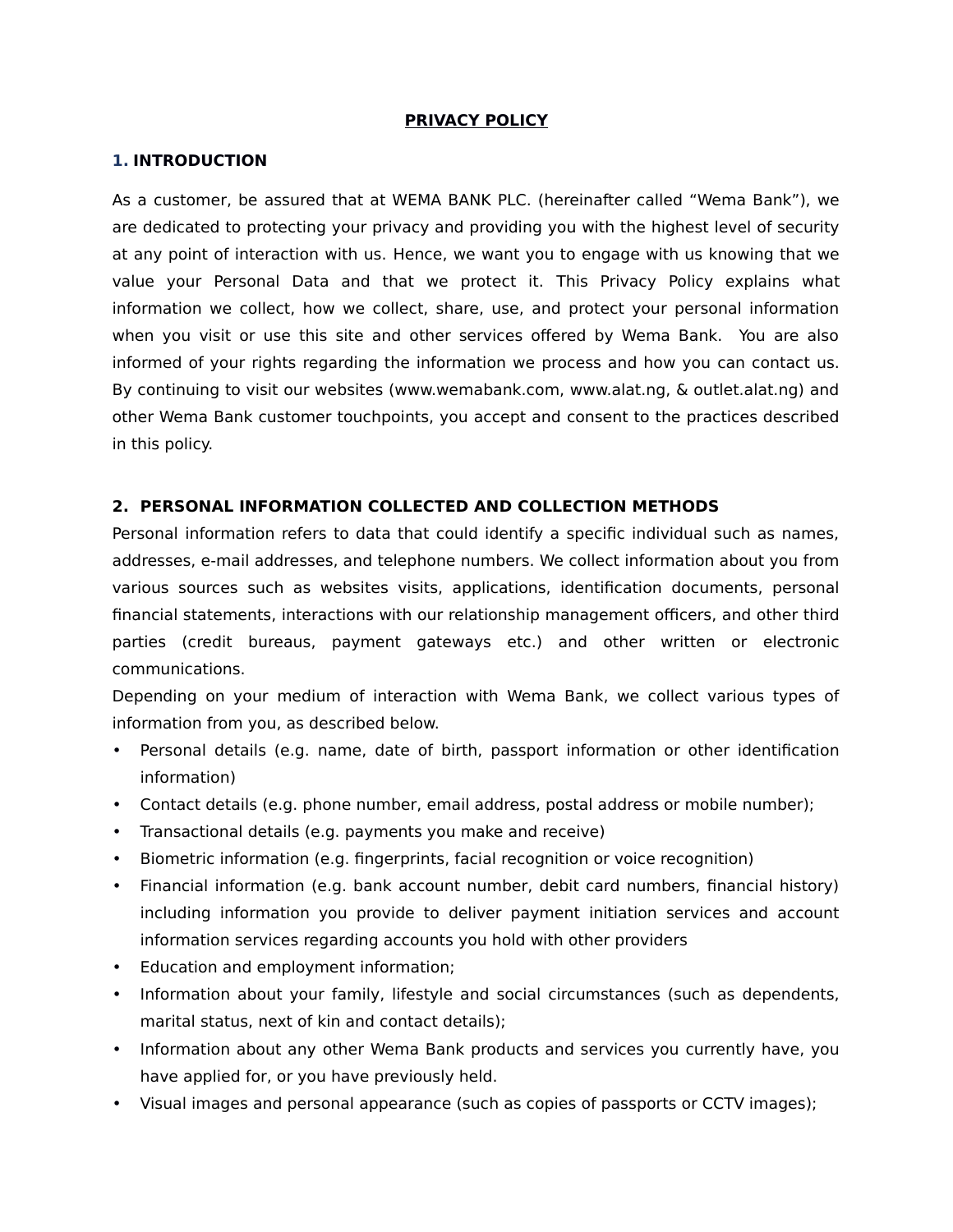# PRIVACY POLICY

## 1. INTRODUCTION

As a customer, be assured that at WEMA BANK PLC. (hereinafter called "Wema Bank"), we are dedicated to protecting your privacy and providing you with the highest level of security at any point of interaction with us. Hence, we want you to engage with us knowing that we value your Personal Data and that we protect it. This Privacy Policy explains what information we collect, how we collect, share, use, and protect your personal information when you visit or use this site and other services offered by Wema Bank. You are also informed of your rights regarding the information we process and how you can contact us. By continuing to visit our websites (www.wemabank.com, www.alat.ng, & outlet.alat.ng) and other Wema Bank customer touchpoints, you accept and consent to the practices described in this policy.

## 2. PERSONAL INFORMATION COLLECTED AND COLLECTION METHODS

Personal information refers to data that could identify a specific individual such as names, addresses, e-mail addresses, and telephone numbers. We collect information about you from various sources such as websites visits, applications, identification documents, personal financial statements, interactions with our relationship management officers, and other third parties (credit bureaus, payment gateways etc.) and other written or electronic communications.

Depending on your medium of interaction with Wema Bank, we collect various types of information from you, as described below.

- Personal details (e.g. name, date of birth, passport information or other identification information)
- Contact details (e.g. phone number, email address, postal address or mobile number);
- Transactional details (e.g. payments you make and receive)
- Biometric information (e.g. fingerprints, facial recognition or voice recognition)
- Financial information (e.g. bank account number, debit card numbers, financial history) including information you provide to deliver payment initiation services and account information services regarding accounts you hold with other providers
- Education and employment information;
- Information about your family, lifestyle and social circumstances (such as dependents, marital status, next of kin and contact details);
- Information about any other Wema Bank products and services you currently have, you have applied for, or you have previously held.
- Visual images and personal appearance (such as copies of passports or CCTV images);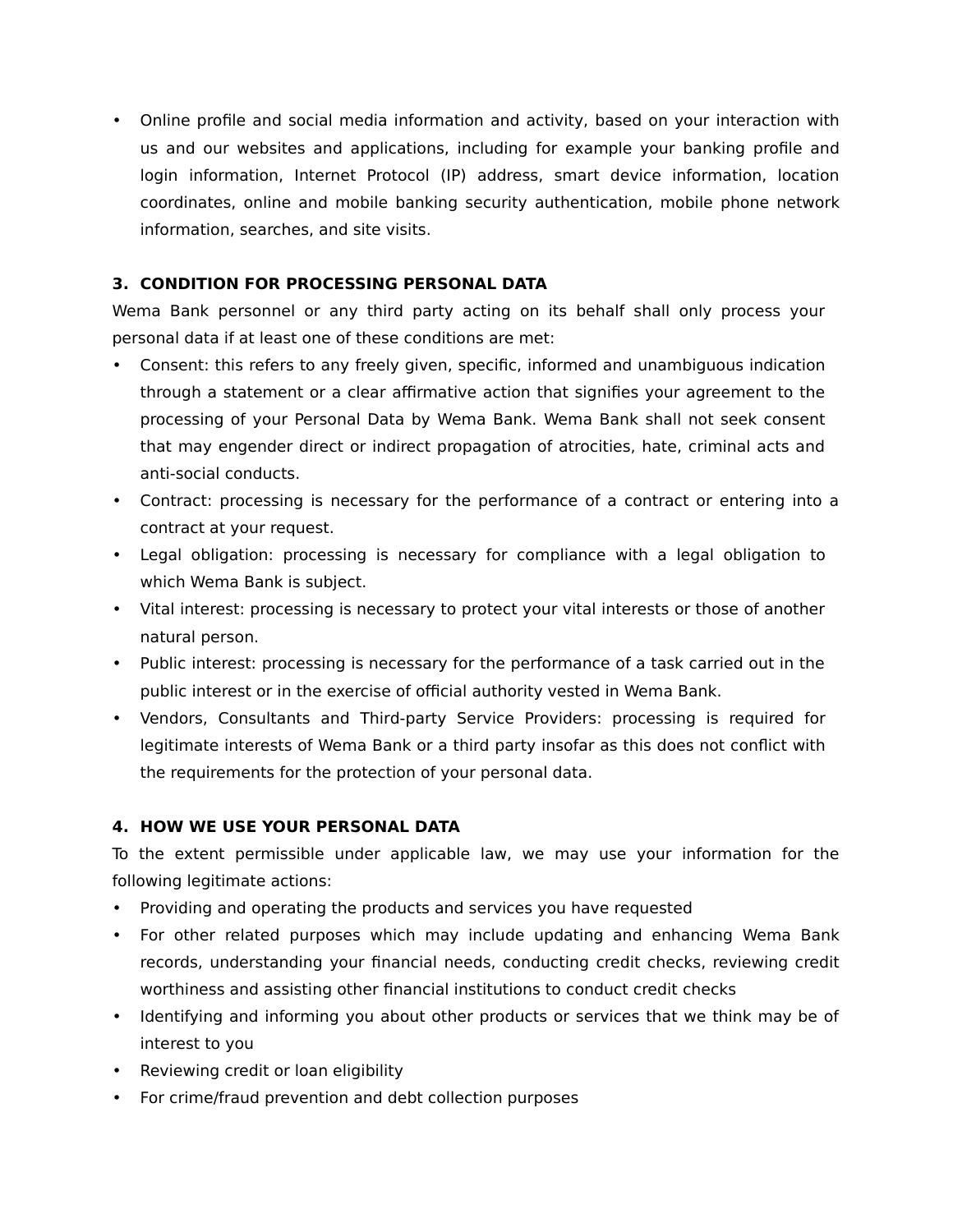- Online profile and social media information and activity, based on your interaction with us and our websites and applications, including for example your banking profile and login information, Internet Protocol (IP) address, smart device information, location coordinates, online and mobile banking security authentication, mobile phone network information, searches, and site visits.

## 3. CONDITION FOR PROCESSING PERSONAL DATA

Wema Bank personnel or any third party acting on its behalf shall only process your personal data if at least one of these conditions are met:

- Consent: this refers to any freely given, specific, informed and unambiguous indication through a statement or a clear affirmative action that signifies your agreement to the processing of your Personal Data by Wema Bank. Wema Bank shall not seek consent that may engender direct or indirect propagation of atrocities, hate, criminal acts and anti-social conducts.
- Contract: processing is necessary for the performance of a contract or entering into a contract at your request.
- Legal obligation: processing is necessary for compliance with a legal obligation to which Wema Bank is subject.
- Vital interest: processing is necessary to protect your vital interests or those of another natural person.
- Public interest: processing is necessary for the performance of a task carried out in the public interest or in the exercise of official authority vested in Wema Bank.
- Vendors, Consultants and Third-party Service Providers: processing is required for legitimate interests of Wema Bank or a third party insofar as this does not conflict with the requirements for the protection of your personal data.

## 4. HOW WE USE YOUR PERSONAL DATA

To the extent permissible under applicable law, we may use your information for the following legitimate actions:

- Providing and operating the products and services you have requested
- For other related purposes which may include updating and enhancing Wema Bank records, understanding your financial needs, conducting credit checks, reviewing credit worthiness and assisting other financial institutions to conduct credit checks
- Identifying and informing you about other products or services that we think may be of interest to you
- Reviewing credit or loan eligibility
- For crime/fraud prevention and debt collection purposes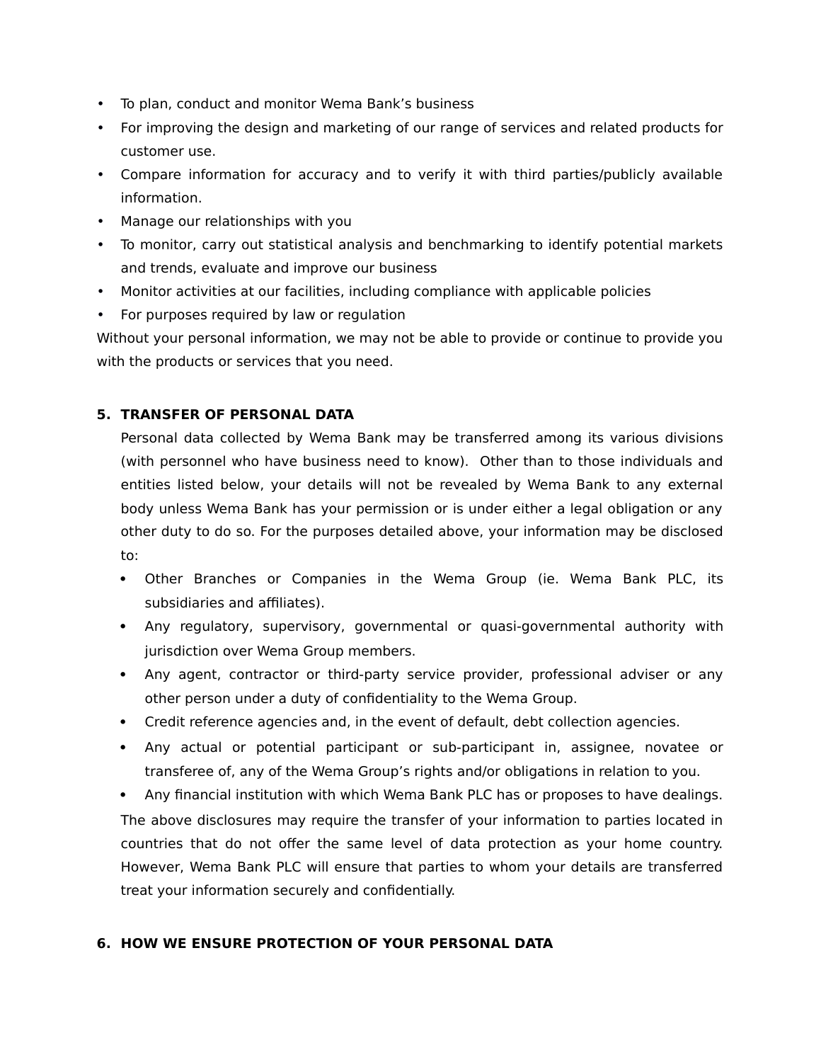- To plan, conduct and monitor Wema Bank's business
- For improving the design and marketing of our range of services and related products for customer use.
- Compare information for accuracy and to verify it with third parties/publicly available information.
- Manage our relationships with you
- To monitor, carry out statistical analysis and benchmarking to identify potential markets and trends, evaluate and improve our business
- Monitor activities at our facilities, including compliance with applicable policies
- For purposes required by law or regulation

Without your personal information, we may not be able to provide or continue to provide you with the products or services that you need.

## 5. TRANSFER OF PERSONAL DATA

Personal data collected by Wema Bank may be transferred among its various divisions (with personnel who have business need to know). Other than to those individuals and entities listed below, your details will not be revealed by Wema Bank to any external body unless Wema Bank has your permission or is under either a legal obligation or any other duty to do so. For the purposes detailed above, your information may be disclosed to:

- Other Branches or Companies in the Wema Group (ie. Wema Bank PLC, its subsidiaries and affiliates).
- Any regulatory, supervisory, governmental or quasi-governmental authority with jurisdiction over Wema Group members.
- Any agent, contractor or third-party service provider, professional adviser or any other person under a duty of confidentiality to the Wema Group.
- Credit reference agencies and, in the event of default, debt collection agencies.
- Any actual or potential participant or sub-participant in, assignee, novatee or transferee of, any of the Wema Group's rights and/or obligations in relation to you.
- Any financial institution with which Wema Bank PLC has or proposes to have dealings.

The above disclosures may require the transfer of your information to parties located in countries that do not offer the same level of data protection as your home country. However, Wema Bank PLC will ensure that parties to whom your details are transferred treat your information securely and confidentially.

## 6. HOW WE ENSURE PROTECTION OF YOUR PERSONAL DATA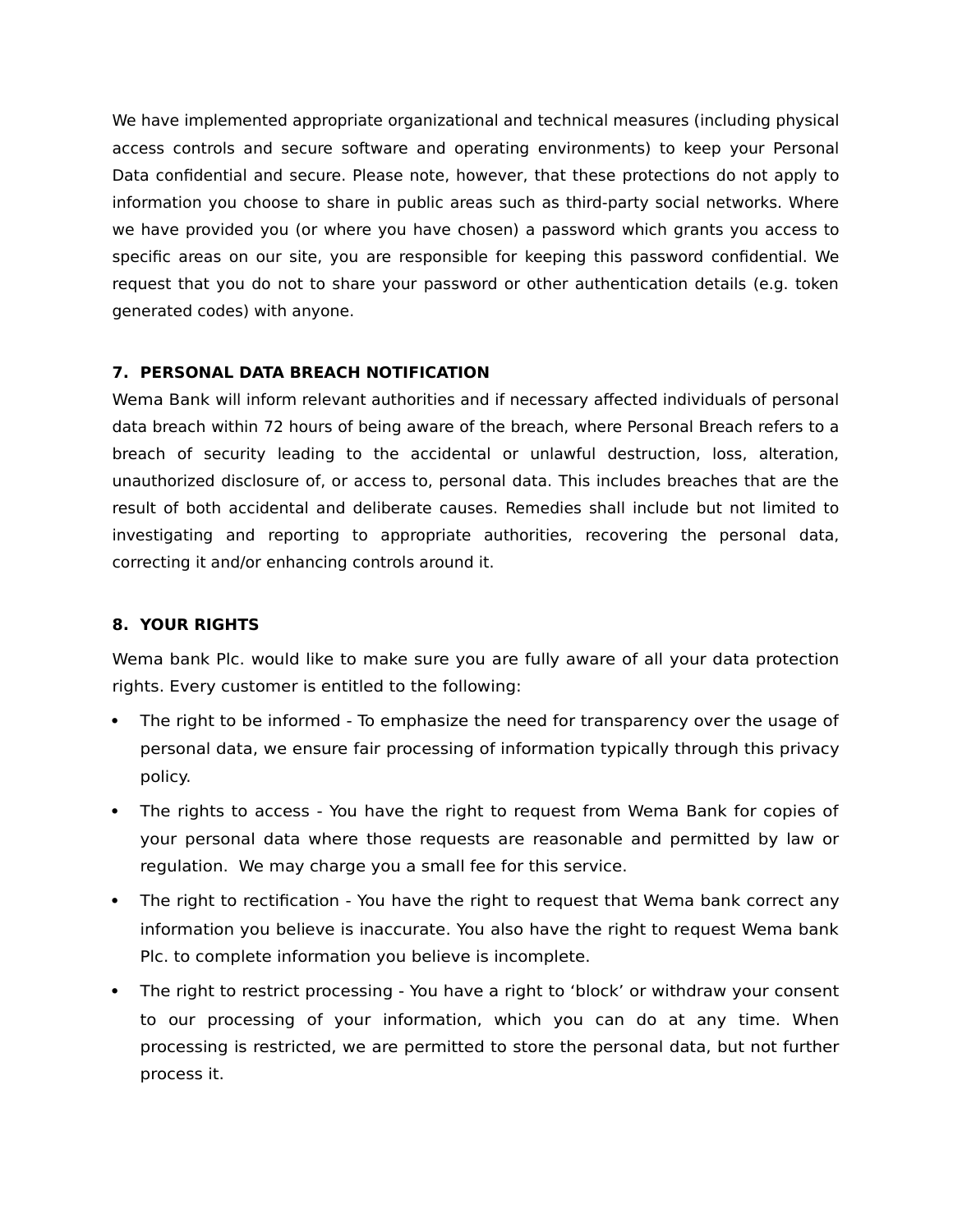We have implemented appropriate organizational and technical measures (including physical access controls and secure software and operating environments) to keep your Personal Data confidential and secure. Please note, however, that these protections do not apply to information you choose to share in public areas such as third-party social networks. Where we have provided you (or where you have chosen) a password which grants you access to specific areas on our site, you are responsible for keeping this password confidential. We request that you do not to share your password or other authentication details (e.g. token generated codes) with anyone.

## 7. PERSONAL DATA BREACH NOTIFICATION

Wema Bank will inform relevant authorities and if necessary affected individuals of personal data breach within 72 hours of being aware of the breach, where Personal Breach refers to a breach of security leading to the accidental or unlawful destruction, loss, alteration, unauthorized disclosure of, or access to, personal data. This includes breaches that are the result of both accidental and deliberate causes. Remedies shall include but not limited to investigating and reporting to appropriate authorities, recovering the personal data, correcting it and/or enhancing controls around it.

## 8. YOUR RIGHTS

Wema bank Plc. would like to make sure you are fully aware of all your data protection rights. Every customer is entitled to the following:

- The right to be informed - To emphasize the need for transparency over the usage of personal data, we ensure fair processing of information typically through this privacy policy.
- The rights to access - You have the right to request from Wema Bank for copies of your personal data where those requests are reasonable and permitted by law or regulation. We may charge you a small fee for this service.
- The right to rectification - You have the right to request that Wema bank correct any information you believe is inaccurate. You also have the right to request Wema bank Plc. to complete information you believe is incomplete.
- The right to restrict processing - You have a right to 'block' or withdraw your consent to our processing of your information, which you can do at any time. When processing is restricted, we are permitted to store the personal data, but not further process it.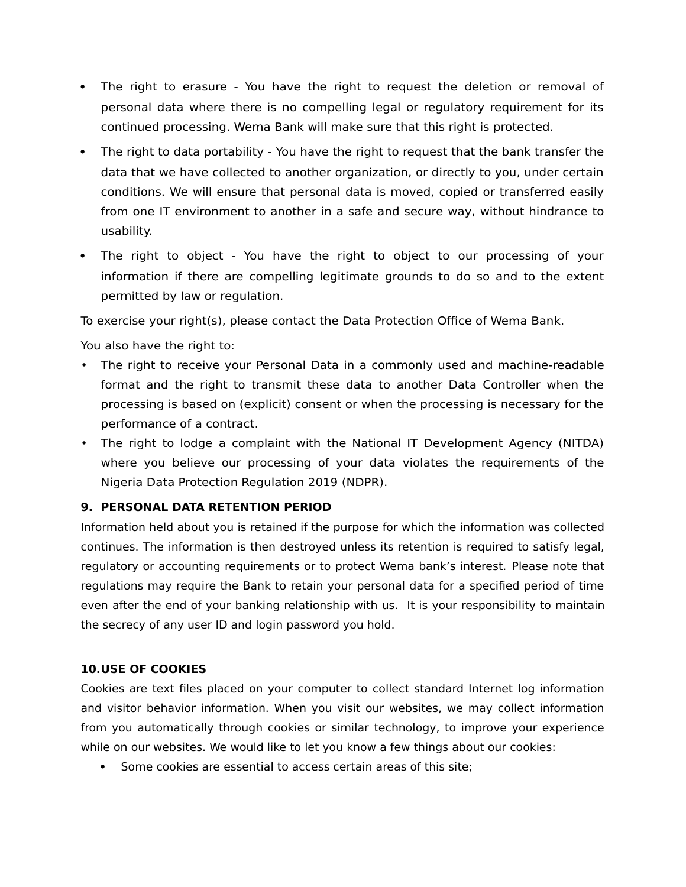- The right to erasure - You have the right to request the deletion or removal of personal data where there is no compelling legal or regulatory requirement for its continued processing. Wema Bank will make sure that this right is protected.
- The right to data portability - You have the right to request that the bank transfer the data that we have collected to another organization, or directly to you, under certain conditions. We will ensure that personal data is moved, copied or transferred easily from one IT environment to another in a safe and secure way, without hindrance to usability.
- The right to object - You have the right to object to our processing of your information if there are compelling legitimate grounds to do so and to the extent permitted by law or regulation.

To exercise your right(s), please contact the Data Protection Office of Wema Bank.

You also have the right to:

- The right to receive your Personal Data in a commonly used and machine-readable format and the right to transmit these data to another Data Controller when the processing is based on (explicit) consent or when the processing is necessary for the performance of a contract.
- The right to lodge a complaint with the National IT Development Agency (NITDA) where you believe our processing of your data violates the requirements of the Nigeria Data Protection Regulation 2019 (NDPR).

**9. PERSONAL DATA RETENTION PERIOD**

Information held about you is retained if the purpose for which the information was collected continues. The information is then destroyed unless its retention is required to satisfy legal, regulatory or accounting requirements or to protect Wema bank's interest. Please note that regulations may require the Bank to retain your personal data for a specified period of time even after the end of your banking relationship with us. It is your responsibility to maintain the secrecy of any user ID and login password you hold.

**10. USE OF COOKIES**

Cookies are text files placed on your computer to collect standard Internet log information and visitor behavior information. When you visit our websites, we may collect information from you automatically through cookies or similar technology, to improve your experience while on our websites. We would like to let you know a few things about our cookies:

- Some cookies are essential to access certain areas of this site;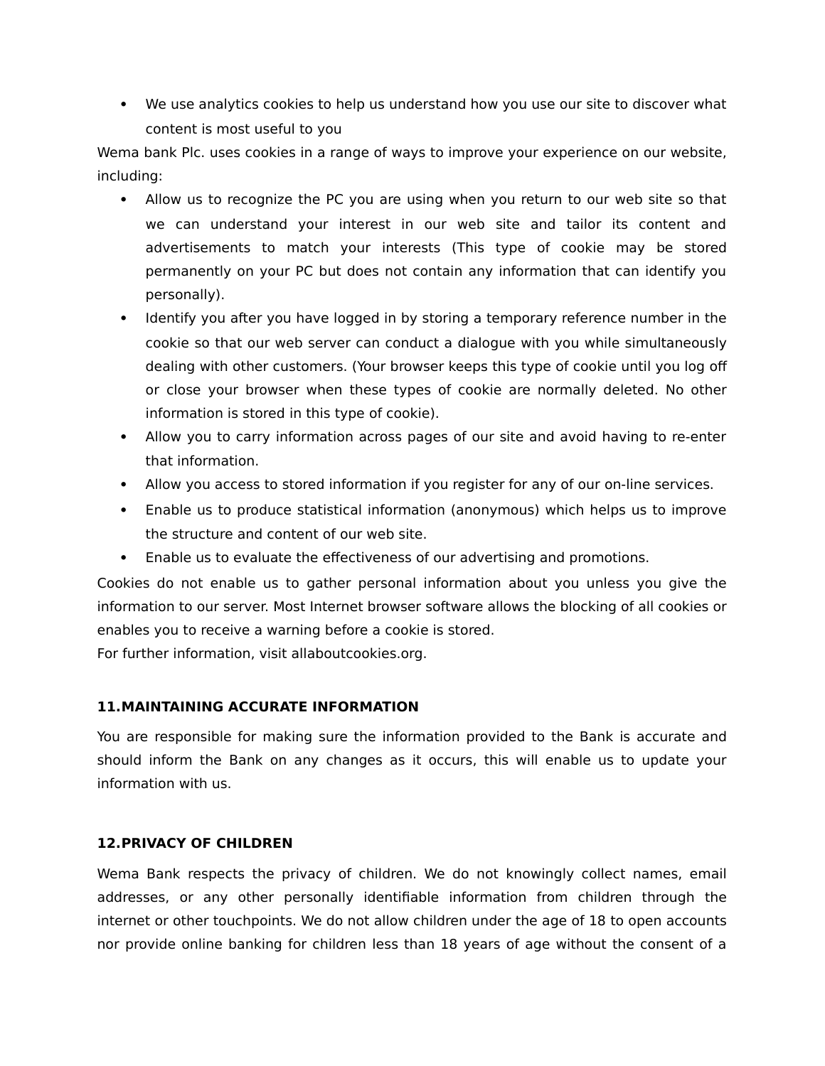- We use analytics cookies to help us understand how you use our site to discover what content is most useful to you

Wema bank Plc. uses cookies in a range of ways to improve your experience on our website, including:

- Allow us to recognize the PC you are using when you return to our web site so that we can understand your interest in our web site and tailor its content and advertisements to match your interests (This type of cookie may be stored permanently on your PC but does not contain any information that can identify you personally).
- Identify you after you have logged in by storing a temporary reference number in the cookie so that our web server can conduct a dialogue with you while simultaneously dealing with other customers. (Your browser keeps this type of cookie until you log off or close your browser when these types of cookie are normally deleted. No other information is stored in this type of cookie).
- Allow you to carry information across pages of our site and avoid having to re-enter that information.
- Allow you access to stored information if you register for any of our on-line services.
- Enable us to produce statistical information (anonymous) which helps us to improve the structure and content of our web site.
- Enable us to evaluate the effectiveness of our advertising and promotions.

Cookies do not enable us to gather personal information about you unless you give the information to our server. Most Internet browser software allows the blocking of all cookies or enables you to receive a warning before a cookie is stored.
For further information, visit allaboutcookies.org.

## 11. MAINTAINING ACCURATE INFORMATION

You are responsible for making sure the information provided to the Bank is accurate and should inform the Bank on any changes as it occurs, this will enable us to update your information with us.

## 12. PRIVACY OF CHILDREN

Wema Bank respects the privacy of children. We do not knowingly collect names, email addresses, or any other personally identifiable information from children through the internet or other touchpoints. We do not allow children under the age of 18 to open accounts nor provide online banking for children less than 18 years of age without the consent of a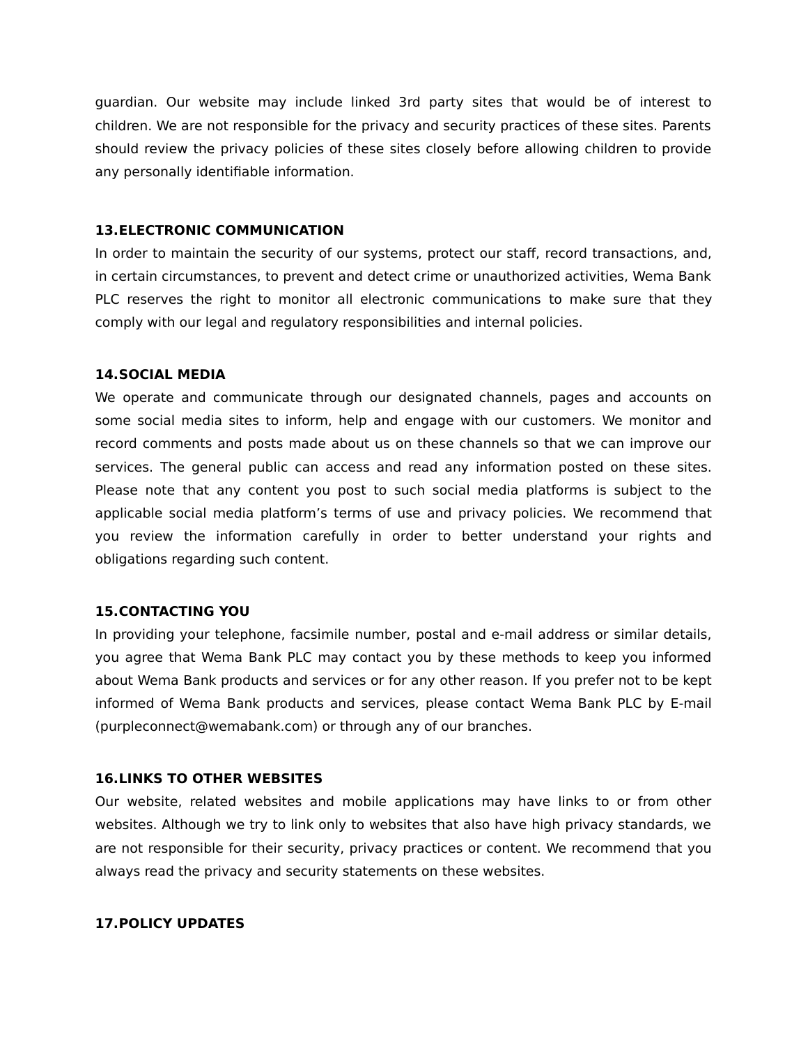guardian. Our website may include linked 3rd party sites that would be of interest to children. We are not responsible for the privacy and security practices of these sites. Parents should review the privacy policies of these sites closely before allowing children to provide any personally identifiable information.

**13.ELECTRONIC COMMUNICATION**

In order to maintain the security of our systems, protect our staff, record transactions, and, in certain circumstances, to prevent and detect crime or unauthorized activities, Wema Bank PLC reserves the right to monitor all electronic communications to make sure that they comply with our legal and regulatory responsibilities and internal policies.

**14.SOCIAL MEDIA**

We operate and communicate through our designated channels, pages and accounts on some social media sites to inform, help and engage with our customers. We monitor and record comments and posts made about us on these channels so that we can improve our services. The general public can access and read any information posted on these sites. Please note that any content you post to such social media platforms is subject to the applicable social media platform's terms of use and privacy policies. We recommend that you review the information carefully in order to better understand your rights and obligations regarding such content.

**15.CONTACTING YOU**

In providing your telephone, facsimile number, postal and e-mail address or similar details, you agree that Wema Bank PLC may contact you by these methods to keep you informed about Wema Bank products and services or for any other reason. If you prefer not to be kept informed of Wema Bank products and services, please contact Wema Bank PLC by E-mail (purpleconnect@wemabank.com) or through any of our branches.

**16.LINKS TO OTHER WEBSITES**

Our website, related websites and mobile applications may have links to or from other websites. Although we try to link only to websites that also have high privacy standards, we are not responsible for their security, privacy practices or content. We recommend that you always read the privacy and security statements on these websites.

**17.POLICY UPDATES**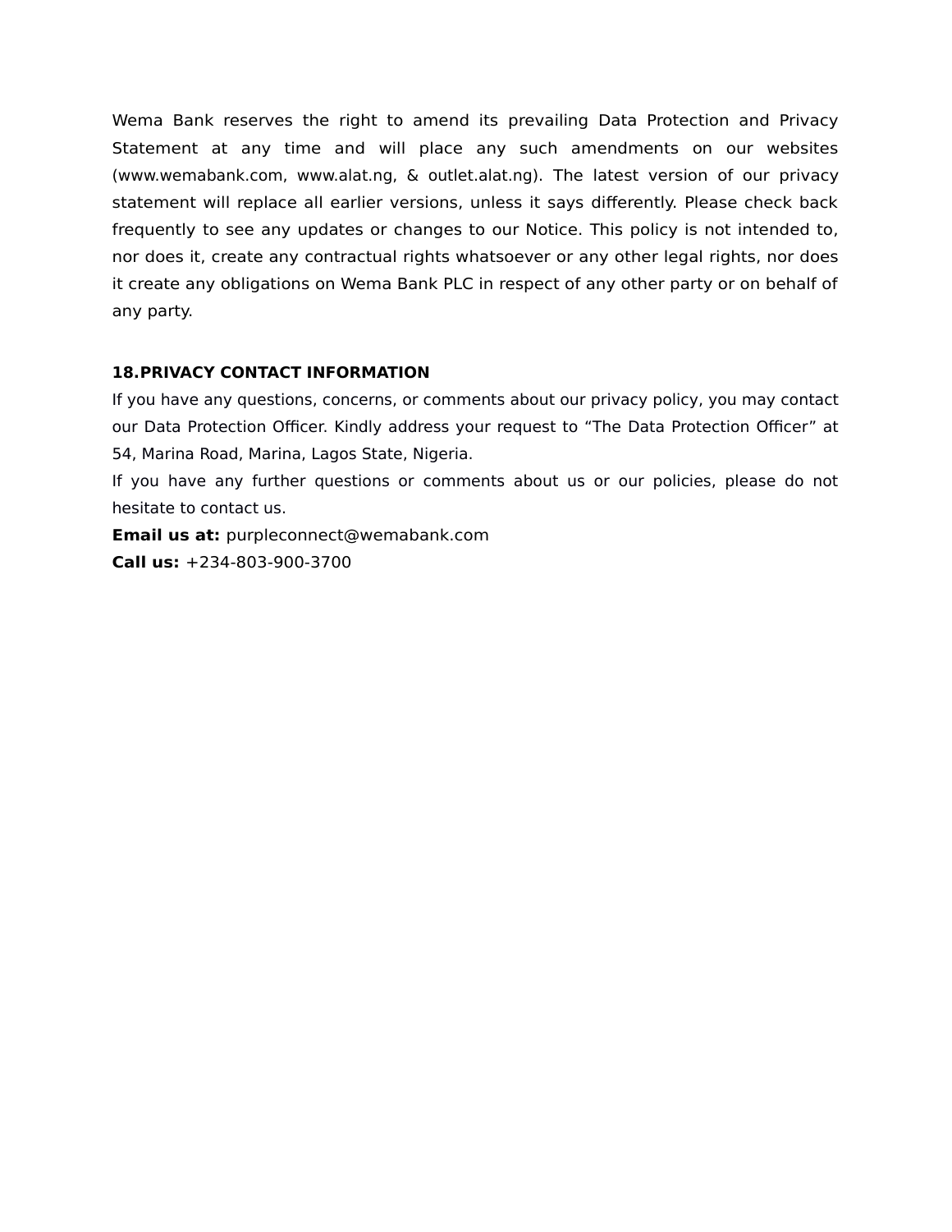Wema Bank reserves the right to amend its prevailing Data Protection and Privacy Statement at any time and will place any such amendments on our websites (www.wemabank.com, www.alat.ng, & outlet.alat.ng). The latest version of our privacy statement will replace all earlier versions, unless it says differently. Please check back frequently to see any updates or changes to our Notice. This policy is not intended to, nor does it, create any contractual rights whatsoever or any other legal rights, nor does it create any obligations on Wema Bank PLC in respect of any other party or on behalf of any party.

## 18.PRIVACY CONTACT INFORMATION

If you have any questions, concerns, or comments about our privacy policy, you may contact our Data Protection Officer. Kindly address your request to “The Data Protection Officer” at 54, Marina Road, Marina, Lagos State, Nigeria.

If you have any further questions or comments about us or our policies, please do not hesitate to contact us.

**Email us at:** purpleconnect@wemabank.com

**Call us:** +234-803-900-3700